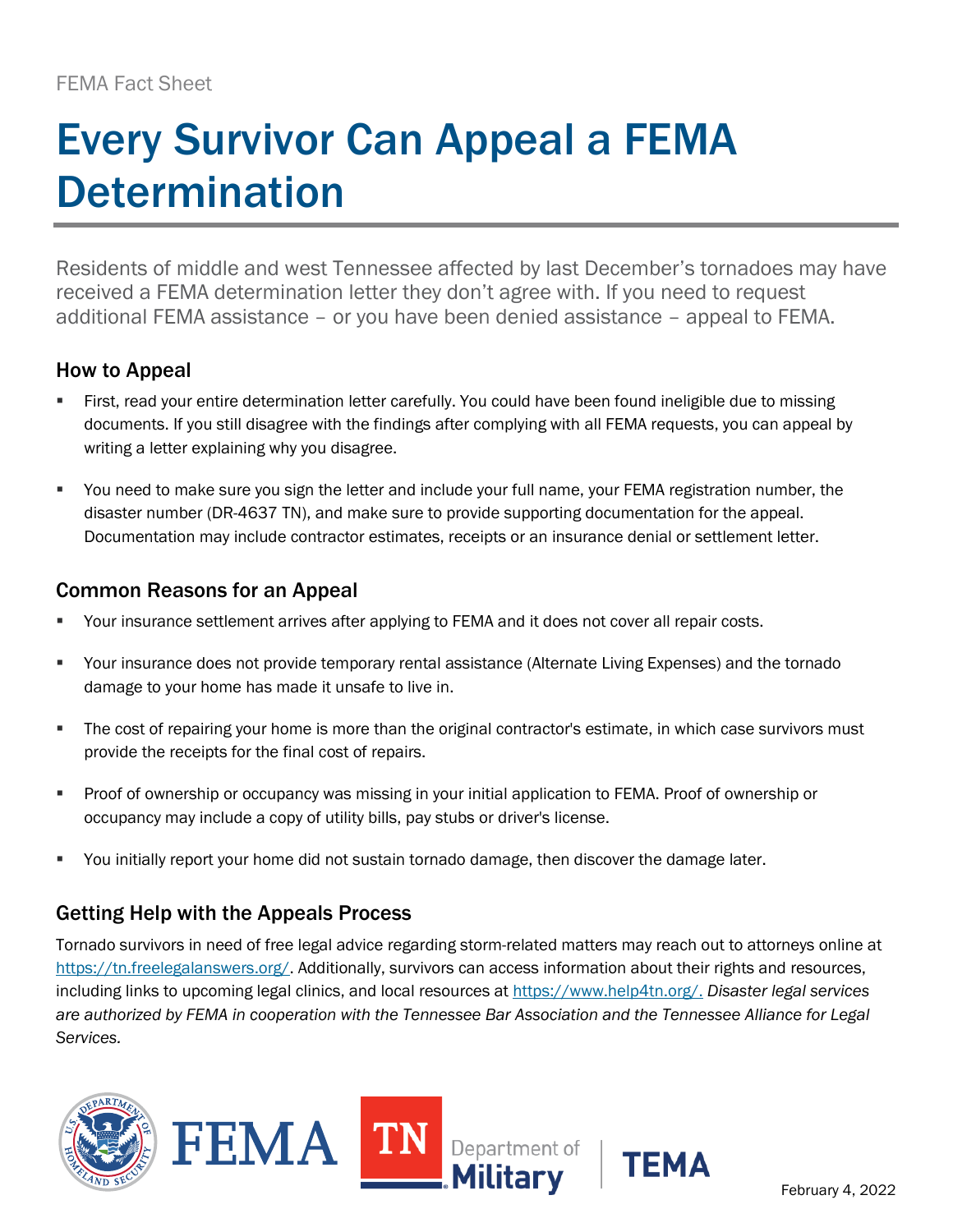FEMA Fact Sheet

# Every Survivor Can Appeal a FEMA Determination

Residents of middle and west Tennessee affected by last December's tornadoes may have received a FEMA determination letter they don't agree with. If you need to request additional FEMA assistance – or you have been denied assistance – appeal to FEMA.

## How to Appeal

- First, read your entire determination letter carefully. You could have been found ineligible due to missing documents. If you still disagree with the findings after complying with all FEMA requests, you can appeal by writing a letter explaining why you disagree.
- You need to make sure you sign the letter and include your full name, your FEMA registration number, the disaster number (DR-4637 TN), and make sure to provide supporting documentation for the appeal. Documentation may include contractor estimates, receipts or an insurance denial or settlement letter.

## Common Reasons for an Appeal

- Your insurance settlement arrives after applying to FEMA and it does not cover all repair costs.
- Your insurance does not provide temporary rental assistance (Alternate Living Expenses) and the tornado damage to your home has made it unsafe to live in.
- The cost of repairing your home is more than the original contractor's estimate, in which case survivors must provide the receipts for the final cost of repairs.
- Proof of ownership or occupancy was missing in your initial application to FEMA. Proof of ownership or occupancy may include a copy of utility bills, pay stubs or driver's license.
- You initially report your home did not sustain tornado damage, then discover the damage later.

## Getting Help with the Appeals Process

Tornado survivors in need of free legal advice regarding storm-related matters may reach out to attorneys online at https://tn.freelegalanswers.org/. Additionally, survivors can access information about their rights and resources, including links to upcoming legal clinics, and local resources at https://www.help4tn.org/. *Disaster legal services are authorized by FEMA in cooperation with the Tennessee Bar Association and the Tennessee Alliance for Legal Services.*

February 4, 2022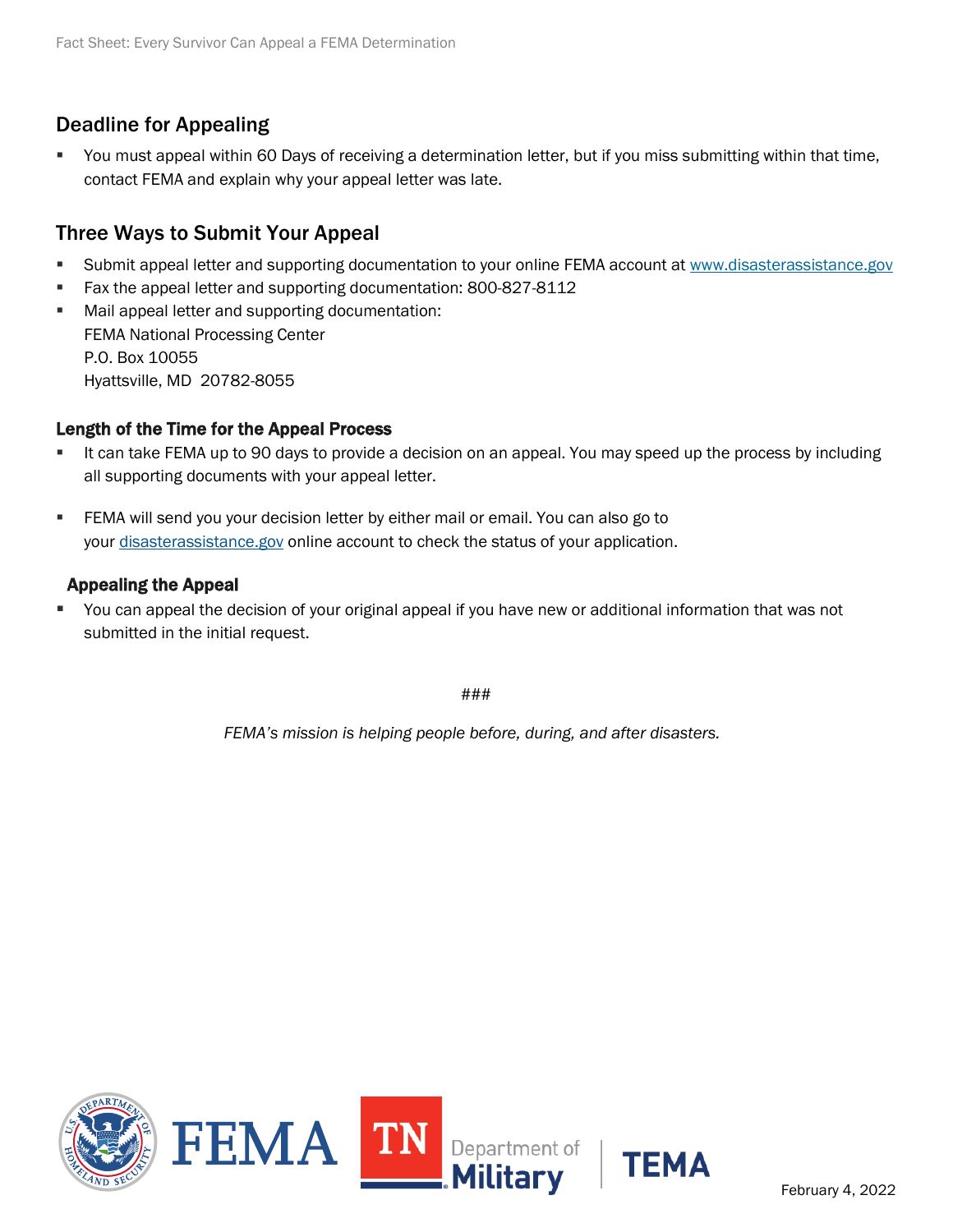## Deadline for Appealing

- You must appeal within 60 Days of receiving a determination letter, but if you miss submitting within that time, contact FEMA and explain why your appeal letter was late.

## Three Ways to Submit Your Appeal

- Submit appeal letter and supporting documentation to your online FEMA account at www.disasterassistance.gov
- Fax the appeal letter and supporting documentation: 800-827-8112
- Mail appeal letter and supporting documentation:
  FEMA National Processing Center
  P.O. Box 10055
  Hyattsville, MD 20782-8055

### Length of the Time for the Appeal Process

- It can take FEMA up to 90 days to provide a decision on an appeal. You may speed up the process by including all supporting documents with your appeal letter.
- FEMA will send you your decision letter by either mail or email. You can also go to your disasterassistance.gov online account to check the status of your application.

### Appealing the Appeal

- You can appeal the decision of your original appeal if you have new or additional information that was not submitted in the initial request.

###

*FEMA's mission is helping people before, during, and after disasters.*

FEMA TN Department of Military | TEMA

February 4, 2022